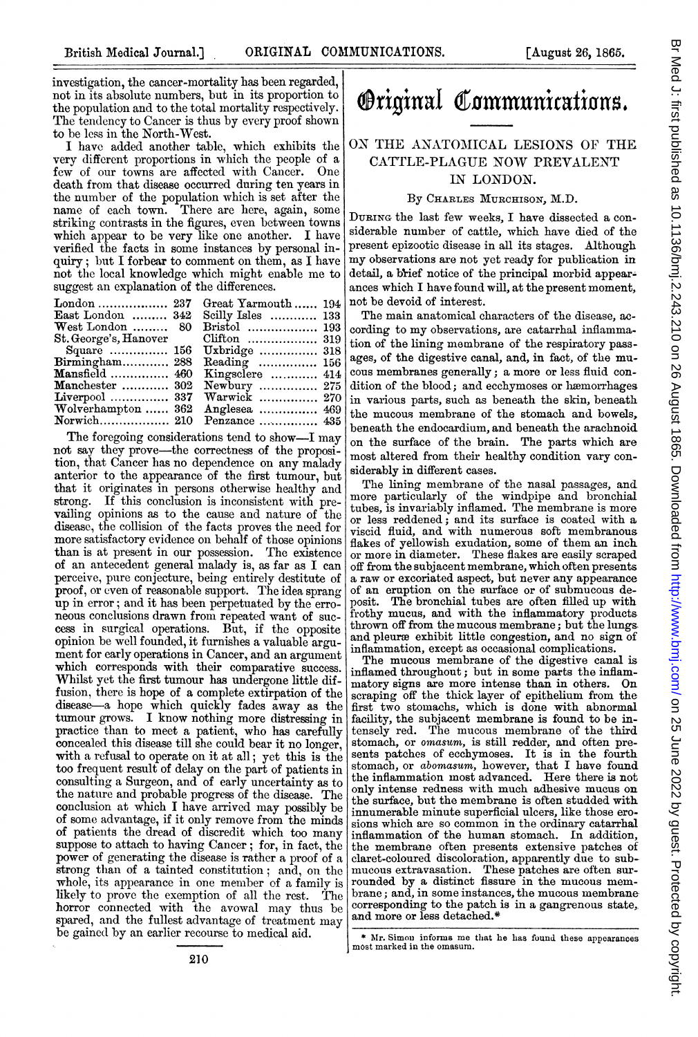investigation, the cancer-mortality has been regarded, not in its absolute numbers, but in its proportion to the population and to the total mortality respectively. The tendency to Cancer is thus by every proof shown to be less in the North-West.

I have added another table, which exhibits the very different proportions in which the people of a few of our towns are affected with Cancer. One death from that disease occurred during ten years in the number of the population which is set after the name of each town. There are here, again, some striking contrasts in the figures, even between towns which appear to be very like one another. I have verified the facts in some instances by personal inquiry; but I forbear to comment on them, as I have not the local knowledge which might enable me to suggest an explanation of the differences.

|                       | Great Yarmouth  194 |  |
|-----------------------|---------------------|--|
| East London  342      | Scilly Isles  133   |  |
| West London  80       | Bristol  193        |  |
| St. George's, Hanover |                     |  |
| Square  156           | Uxbridge  318       |  |
| Birmingham 288        | Reading  156        |  |
| Mansfield  460        | Kingsclere  414     |  |
| Manchester $302$      | Newbury  275        |  |
|                       | Warwick  270        |  |
| Wolverhampton  362    | Anglesea  469       |  |
|                       |                     |  |
|                       |                     |  |

The foregoing considerations tend to show-I may not say they prove—the correctness of the proposition, that Cancer has no dependence on any malady anterior to the appearance of the first tumour, but that it originates in persons otherwise healthy and strong. If this conclusion is inconsistent with prevailing opinions as to the cause and nature of the disease, the collision of the facts proves the need for more satisfactory evidence on behalf of those opinions than is at present in our possession. The existence of an antecedent general malady is, as far as I can perceive, pure conjecture, being entirely destitute of proof, or even of reasonable support. The idea sprang up in error; and it has been perpetuated by the erroneous conclusions drawn from repeated want of success in surgical operations. But, if the opposite opinion be well founded, it furnishes a valuable argument for early operations in Cancer, and an argument which corresponds with their comparative success. Whilst yet the first tumour has undergone little diffusion, there is hope of a complete extirpation of the disease-a hope which quickly fades away as the tumour grows. I know nothing more distressing in practice than to meet a patient, who has carefully concealed this disease till she could bear it no longer, with a refusal to operate on it at all; yet this is the too frequent result of delay on the part of patients in consulting a Surgeon, and of early uncertainty as to the nature and probable progress of the disease. The conclusion at which <sup>I</sup> have arrived may possibly be of some advantage, if it only remove from the minds of patients the dread of discredit which too many suppose to attach to having Cancer; for, in fact, the power of generating the disease is rather a proof of a strong than of a tainted constitution; and, on the whole, its appearance in one member of a family is likely to prove the exemption of all the rest. The likely to prove the exemption of all the rest. horror connected with the avowal may thus be spared, and the fullest advantage of treatment may be gained by an earlier recourse to medical aid.



## ON THE ANATOMICAL LESIONS OF THE CATTLE-PLAGUE NOW PREVALENT IN LONDON.

## By CHARLES MURCHISON, M.D.

DURING the last few weeks, I have dissected a considerable number of cattle, which have died of the present epizootic disease in all its stages. Although my observations are not yet ready for publication in detail, a brief notice of the principal morbid appearances which I have found will, at the present moment, not be devoid of interest.

The main anatomical characters of the disease, according to my observations, are catarrhal inflammation of the lining membrane of the respiratory passages, of the digestive canal, and, in fact, of the mucous membranes generally; a more or less fluid condition of the blood; and ecchymoses or hemorrhages in various parts, such as beneath the skin, beneath the mucous membrane of the stomach and bowels, beneath the endocardium, and beneath the arachnoid on the surface of the brain. The parts which are most altered from their healthy condition vary considerably in different cases.

The lining membrane of the nasal passages, and more particularly of the windpipe and bronchial tubes, is invariably inflamed. The membrane is more or less reddened; and its surface is coated with a viscid fluid, and with numerous soft membranous flakes of yellowish exudation, some of them an inch or more in diameter. These flakes are easily scraped off from the subjacent membrane, which often presents a raw or excoriated aspect, but never any appearance of an eruption on the surface or of submucous de-The bronchial tubes are often filled up with frothy mucus, and with the inflammatory products thrown off from the mucous membrane; but the lungs and pleurae exhibit little congestion, and no sign of inflammation, except as occasional complications.

The mucous membrane of the digestive canal is inflamed throughout; but in some- parts the inflammatory signs are more intense than in others. On scraping off the thick layer of epithelium from the first two stomachs, which is done with abnormal facility, the subjacent membrane is found to be intensely red. The mucous membrane of the third stomach, or omasum, is still redder, and often presents patches of ecchymoses. It is in the fourth stomach, or *abomasum*, however, that I have found the inflammation most advanced. Here there is not only intense redness with much adhesive mucus on the surface, but the membrane is often studded with innumerable minute superficial ulcers, like those erosions which are so common in the ordinary catarrhal inflammation of the human stomach. In addition, the membrane often presents extensive patches of claret-coloured discoloration, apparently due to sub-mucous extravasation. These patches are often surrounded by a distinct fissure in the mucous membrane; and, in some instances, the mucous membrane corresponding to the patch is in a gangrenous state,. and more or less detached.\*

\* Mr. Simon informs me that he has found these appearances most marked in the omasum.